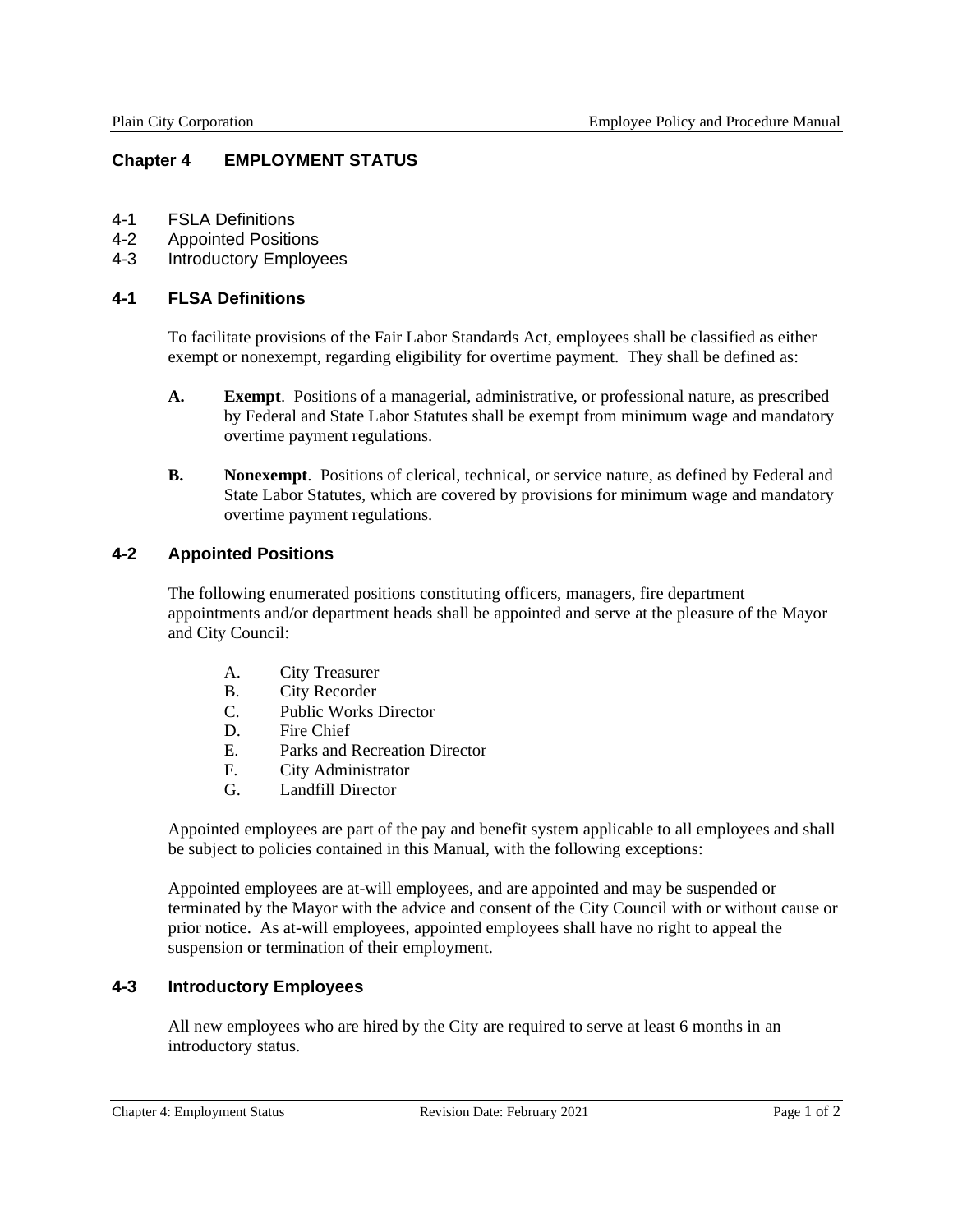# Chapter 4 EMPLOYMENT STATUS

4-1 FSLA Definitions
4-2 Appointed Positions
4-3 Introductory Employees

## 4-1 FLSA Definitions

To facilitate provisions of the Fair Labor Standards Act, employees shall be classified as either exempt or nonexempt, regarding eligibility for overtime payment. They shall be defined as:

**A.** **Exempt**. Positions of a managerial, administrative, or professional nature, as prescribed by Federal and State Labor Statutes shall be exempt from minimum wage and mandatory overtime payment regulations.

**B.** **Nonexempt**. Positions of clerical, technical, or service nature, as defined by Federal and State Labor Statutes, which are covered by provisions for minimum wage and mandatory overtime payment regulations.

## 4-2 Appointed Positions

The following enumerated positions constituting officers, managers, fire department appointments and/or department heads shall be appointed and serve at the pleasure of the Mayor and City Council:

A. City Treasurer
B. City Recorder
C. Public Works Director
D. Fire Chief
E. Parks and Recreation Director
F. City Administrator
G. Landfill Director

Appointed employees are part of the pay and benefit system applicable to all employees and shall be subject to policies contained in this Manual, with the following exceptions:

Appointed employees are at-will employees, and are appointed and may be suspended or terminated by the Mayor with the advice and consent of the City Council with or without cause or prior notice. As at-will employees, appointed employees shall have no right to appeal the suspension or termination of their employment.

## 4-3 Introductory Employees

All new employees who are hired by the City are required to serve at least 6 months in an introductory status.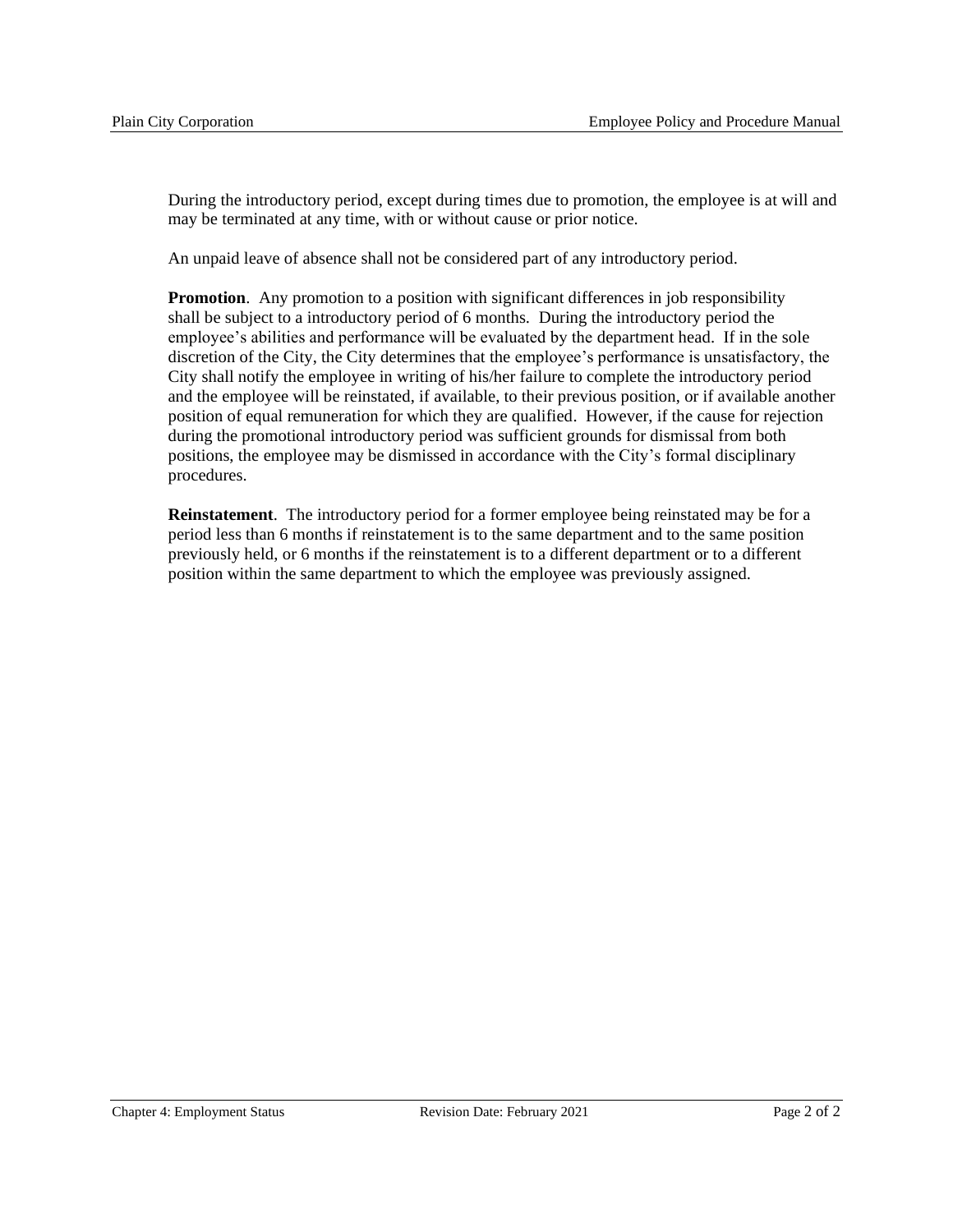During the introductory period, except during times due to promotion, the employee is at will and may be terminated at any time, with or without cause or prior notice.

An unpaid leave of absence shall not be considered part of any introductory period.

**Promotion**. Any promotion to a position with significant differences in job responsibility shall be subject to a introductory period of 6 months. During the introductory period the employee's abilities and performance will be evaluated by the department head. If in the sole discretion of the City, the City determines that the employee's performance is unsatisfactory, the City shall notify the employee in writing of his/her failure to complete the introductory period and the employee will be reinstated, if available, to their previous position, or if available another position of equal remuneration for which they are qualified. However, if the cause for rejection during the promotional introductory period was sufficient grounds for dismissal from both positions, the employee may be dismissed in accordance with the City's formal disciplinary procedures.

**Reinstatement**. The introductory period for a former employee being reinstated may be for a period less than 6 months if reinstatement is to the same department and to the same position previously held, or 6 months if the reinstatement is to a different department or to a different position within the same department to which the employee was previously assigned.